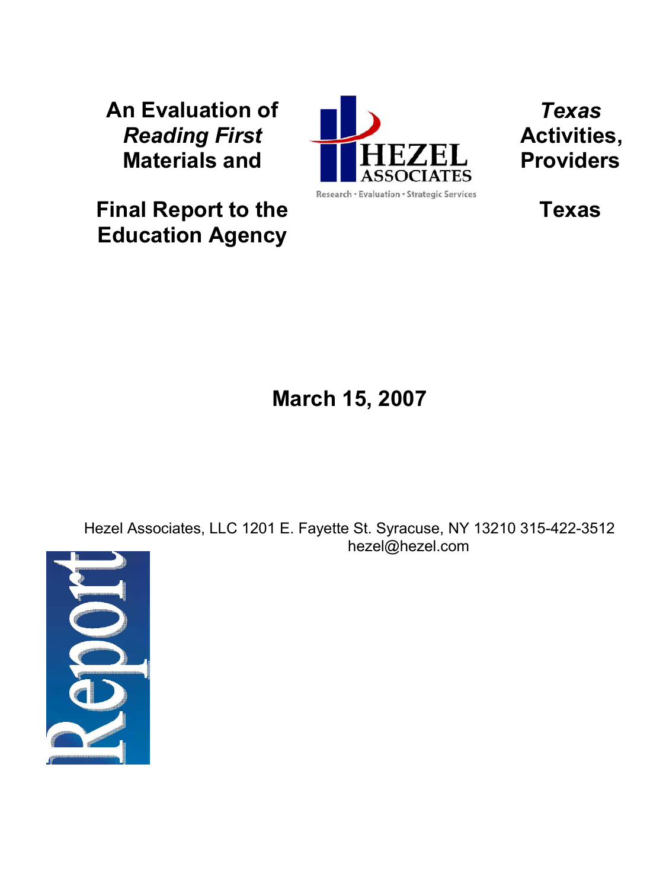# An Evaluation of *Reading First* Materials and *Texas* Activities, Providers

## Final Report to the Texas Education Agency

**March 15, 2007**

Hezel Associates, LLC 1201 E. Fayette St. Syracuse, NY 13210 315-422-3512
hezel@hezel.com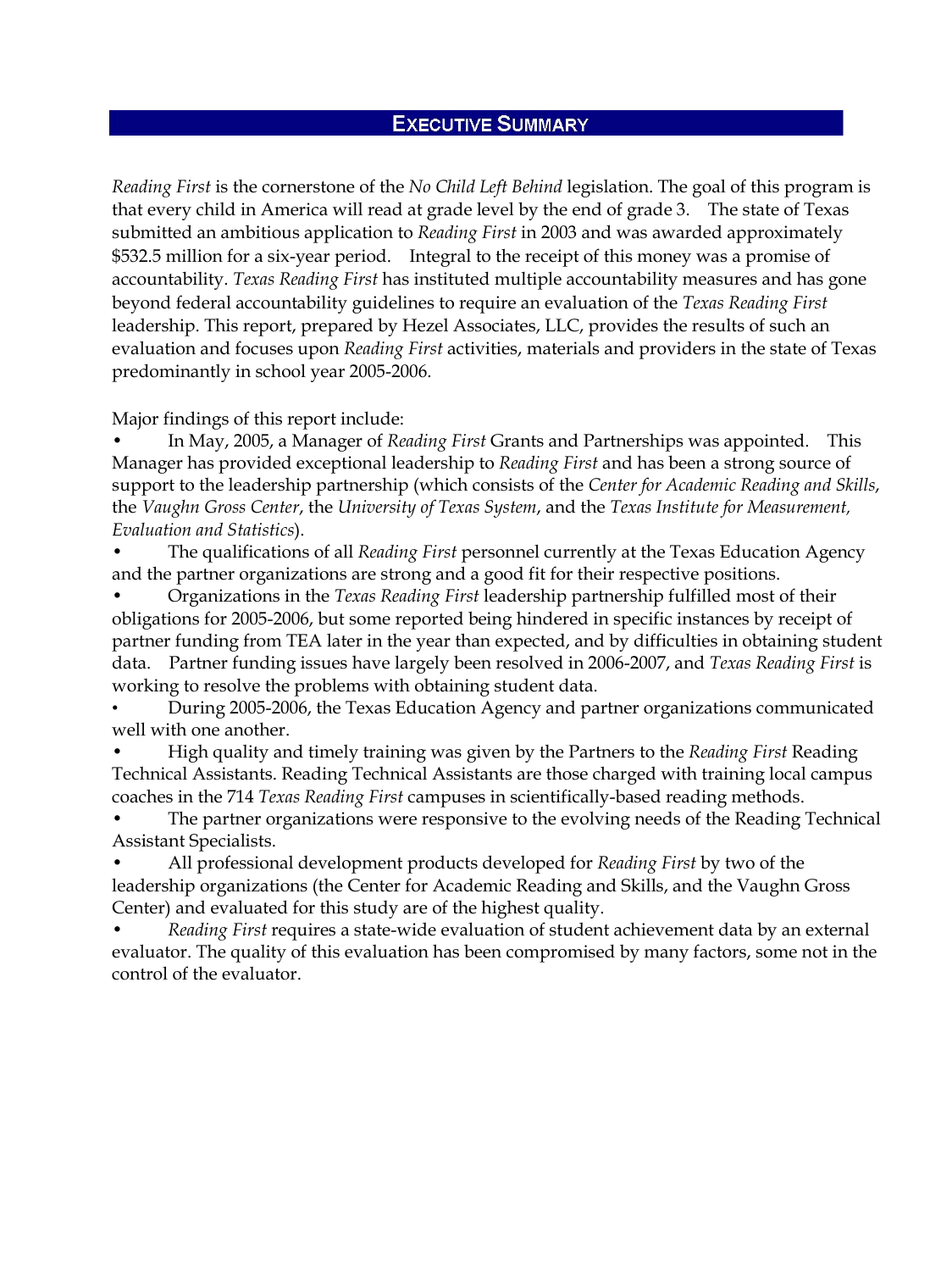# Executive Summary

*Reading First* is the cornerstone of the *No Child Left Behind* legislation. The goal of this program is that every child in America will read at grade level by the end of grade 3. The state of Texas submitted an ambitious application to *Reading First* in 2003 and was awarded approximately $532.5 million for a six-year period. Integral to the receipt of this money was a promise of accountability. *Texas Reading First* has instituted multiple accountability measures and has gone beyond federal accountability guidelines to require an evaluation of the *Texas Reading First* leadership. This report, prepared by Hezel Associates, LLC, provides the results of such an evaluation and focuses upon *Reading First* activities, materials and providers in the state of Texas predominantly in school year 2005-2006.

Major findings of this report include:

- In May, 2005, a Manager of *Reading First* Grants and Partnerships was appointed. This Manager has provided exceptional leadership to *Reading First* and has been a strong source of support to the leadership partnership (which consists of the *Center for Academic Reading and Skills*, the *Vaughn Gross Center*, the *University of Texas System*, and the *Texas Institute for Measurement, Evaluation and Statistics*).
- The qualifications of all *Reading First* personnel currently at the Texas Education Agency and the partner organizations are strong and a good fit for their respective positions.
- Organizations in the *Texas Reading First* leadership partnership fulfilled most of their obligations for 2005-2006, but some reported being hindered in specific instances by receipt of partner funding from TEA later in the year than expected, and by difficulties in obtaining student data. Partner funding issues have largely been resolved in 2006-2007, and *Texas Reading First* is working to resolve the problems with obtaining student data.
- During 2005-2006, the Texas Education Agency and partner organizations communicated well with one another.
- High quality and timely training was given by the Partners to the *Reading First* Reading Technical Assistants. Reading Technical Assistants are those charged with training local campus coaches in the 714 *Texas Reading First* campuses in scientifically-based reading methods.
- The partner organizations were responsive to the evolving needs of the Reading Technical Assistant Specialists.
- All professional development products developed for *Reading First* by two of the leadership organizations (the Center for Academic Reading and Skills, and the Vaughn Gross Center) and evaluated for this study are of the highest quality.
- *Reading First* requires a state-wide evaluation of student achievement data by an external evaluator. The quality of this evaluation has been compromised by many factors, some not in the control of the evaluator.